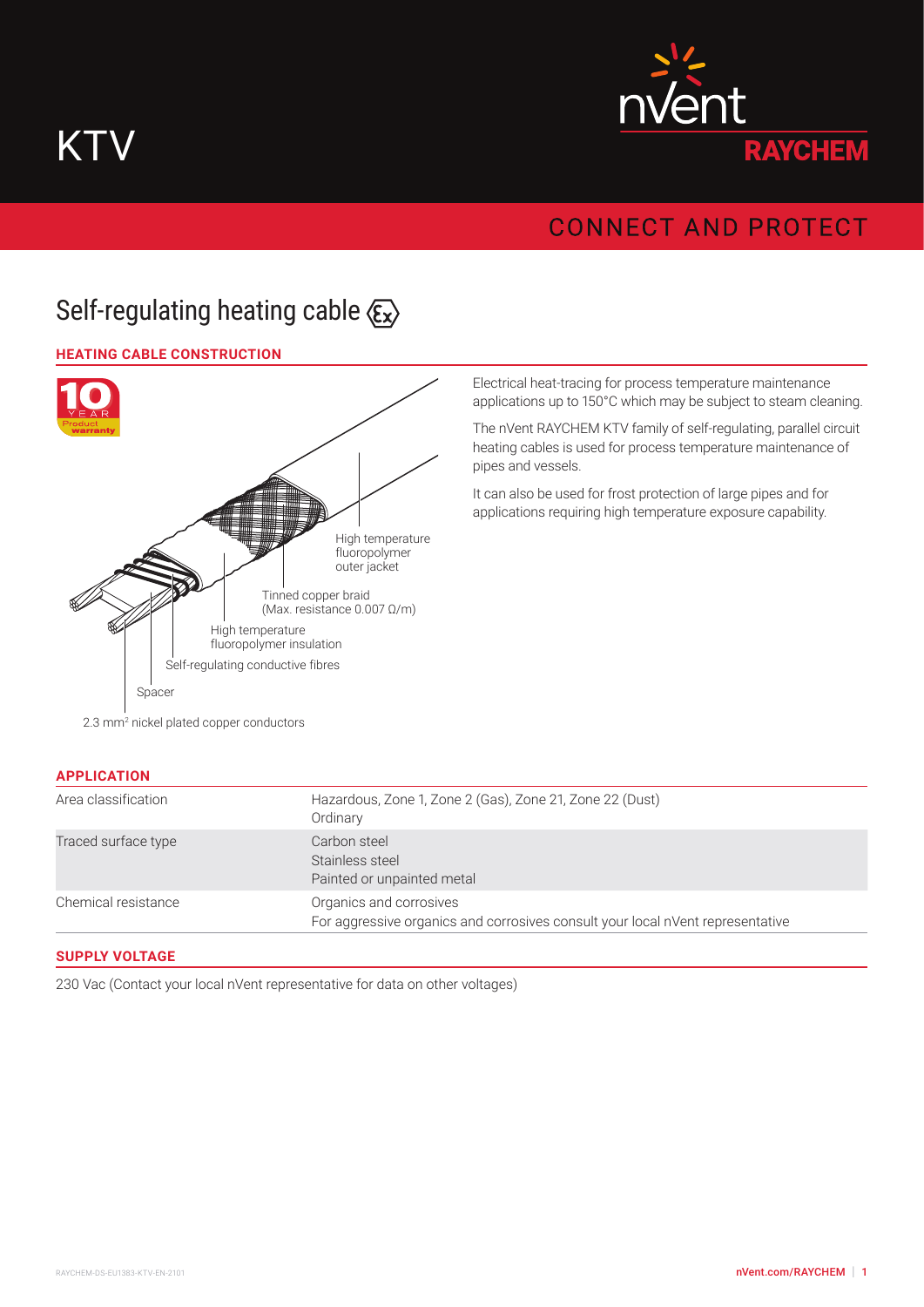# KTV

nVent RAYCHEM

CONNECT AND PROTECT

## Self-regulating heating cable

### HEATING CABLE CONSTRUCTION

10 YEAR Product warranty

High temperature fluoropolymer outer jacket

Tinned copper braid (Max. resistance 0.007 Ω/m)

High temperature fluoropolymer insulation

Self-regulating conductive fibres

Spacer

2.3 mm² nickel plated copper conductors

Electrical heat-tracing for process temperature maintenance applications up to 150°C which may be subject to steam cleaning.

The nVent RAYCHEM KTV family of self-regulating, parallel circuit heating cables is used for process temperature maintenance of pipes and vessels.

It can also be used for frost protection of large pipes and for applications requiring high temperature exposure capability.

### APPLICATION

| | |
|---|---|
| Area classification | Hazardous, Zone 1, Zone 2 (Gas), Zone 21, Zone 22 (Dust)<br>Ordinary |
| Traced surface type | Carbon steel<br>Stainless steel<br>Painted or unpainted metal |
| Chemical resistance | Organics and corrosives<br>For aggressive organics and corrosives consult your local nVent representative |

### SUPPLY VOLTAGE

230 Vac (Contact your local nVent representative for data on other voltages)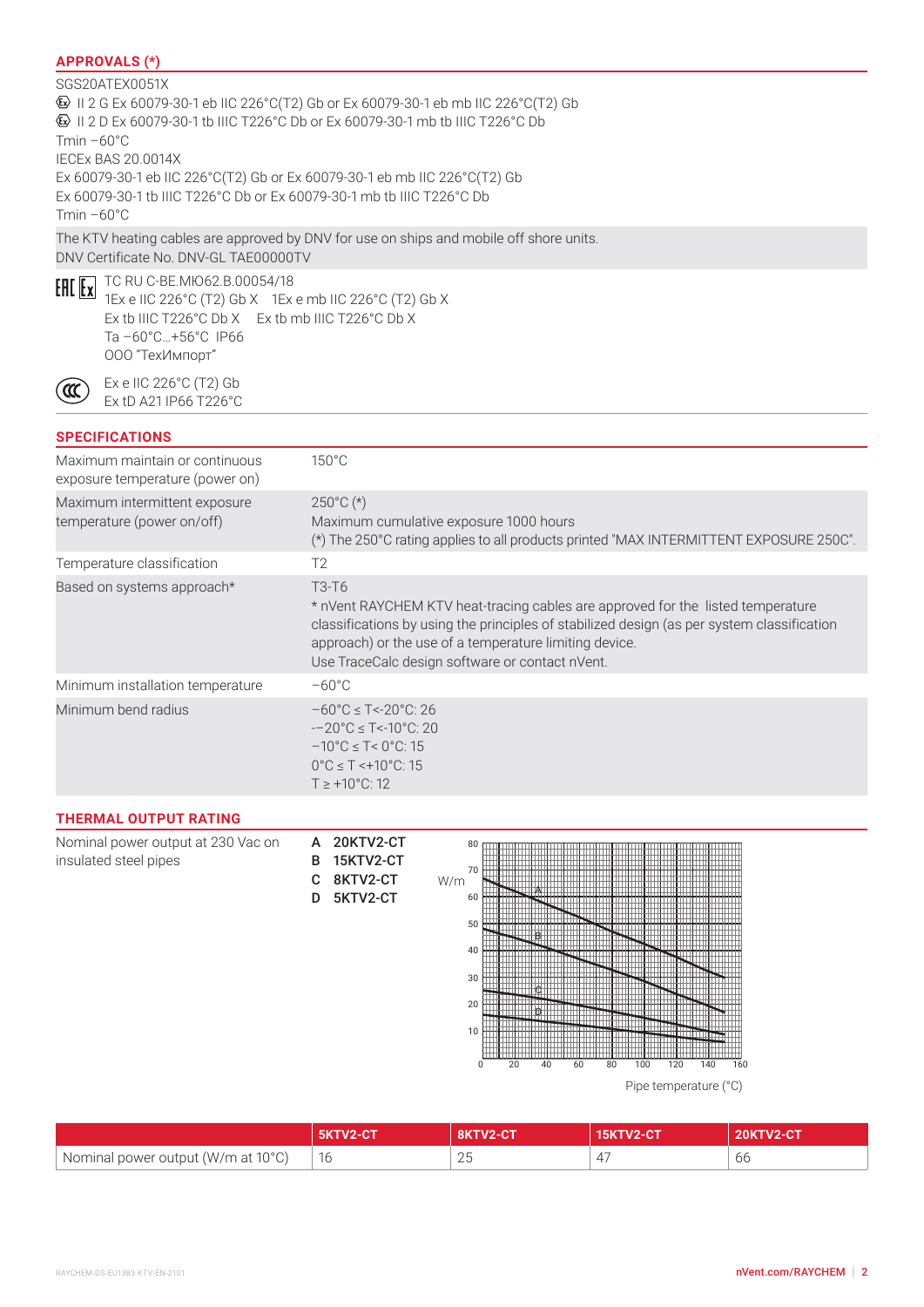## APPROVALS (*)

SGS20ATEX0051X

Ex II 2 G Ex 60079-30-1 eb IIC 226°C(T2) Gb or Ex 60079-30-1 eb mb IIC 226°C(T2) Gb

Ex II 2 D Ex 60079-30-1 tb IIIC T226°C Db or Ex 60079-30-1 mb tb IIIC T226°C Db

Tmin –60°C

IECEx BAS 20.0014X

Ex 60079-30-1 eb IIC 226°C(T2) Gb or Ex 60079-30-1 eb mb IIC 226°C(T2) Gb

Ex 60079-30-1 tb IIIC T226°C Db or Ex 60079-30-1 mb tb IIIC T226°C Db

Tmin –60°C

The KTV heating cables are approved by DNV for use on ships and mobile off shore units.
DNV Certificate No. DNV-GL TAE00000TV

EAC Ex TC RU C-BE.МЮ62.В.00054/18
1Ex e IIC 226°C (T2) Gb X 1Ex e mb IIC 226°C (T2) Gb X
Ex tb IIIC T226°C Db X Ex tb mb IIIC T226°C Db X
Ta –60°C...+56°C IP66
ООО "ТехИмпорт"

CCC Ex e IIC 226°C (T2) Gb
Ex tD A21 IP66 T226°C

## SPECIFICATIONS

| | |
|---|---|
| Maximum maintain or continuous exposure temperature (power on) | 150°C |
| Maximum intermittent exposure temperature (power on/off) | 250°C (*)<br>Maximum cumulative exposure 1000 hours<br>(*) The 250°C rating applies to all products printed "MAX INTERMITTENT EXPOSURE 250C". |
| Temperature classification | T2 |
| Based on systems approach* | T3-T6<br>* nVent RAYCHEM KTV heat-tracing cables are approved for the listed temperature classifications by using the principles of stabilized design (as per system classification approach) or the use of a temperature limiting device.<br>Use TraceCalc design software or contact nVent. |
| Minimum installation temperature | –60°C |
| Minimum bend radius | –60°C ≤ T<-20°C: 26<br>-–20°C ≤ T<-10°C: 20<br>–10°C ≤ T< 0°C: 15<br>0°C ≤ T <+10°C: 15<br>T ≥ +10°C: 12 |

## THERMAL OUTPUT RATING

Nominal power output at 230 Vac on insulated steel pipes

- **A 20KTV2-CT**
- **B 15KTV2-CT**
- **C 8KTV2-CT**
- **D 5KTV2-CT**

| | 5KTV2-CT | 8KTV2-CT | 15KTV2-CT | 20KTV2-CT |
|---|---|---|---|---|
| Nominal power output (W/m at 10°C) | 16 | 25 | 47 | 66 |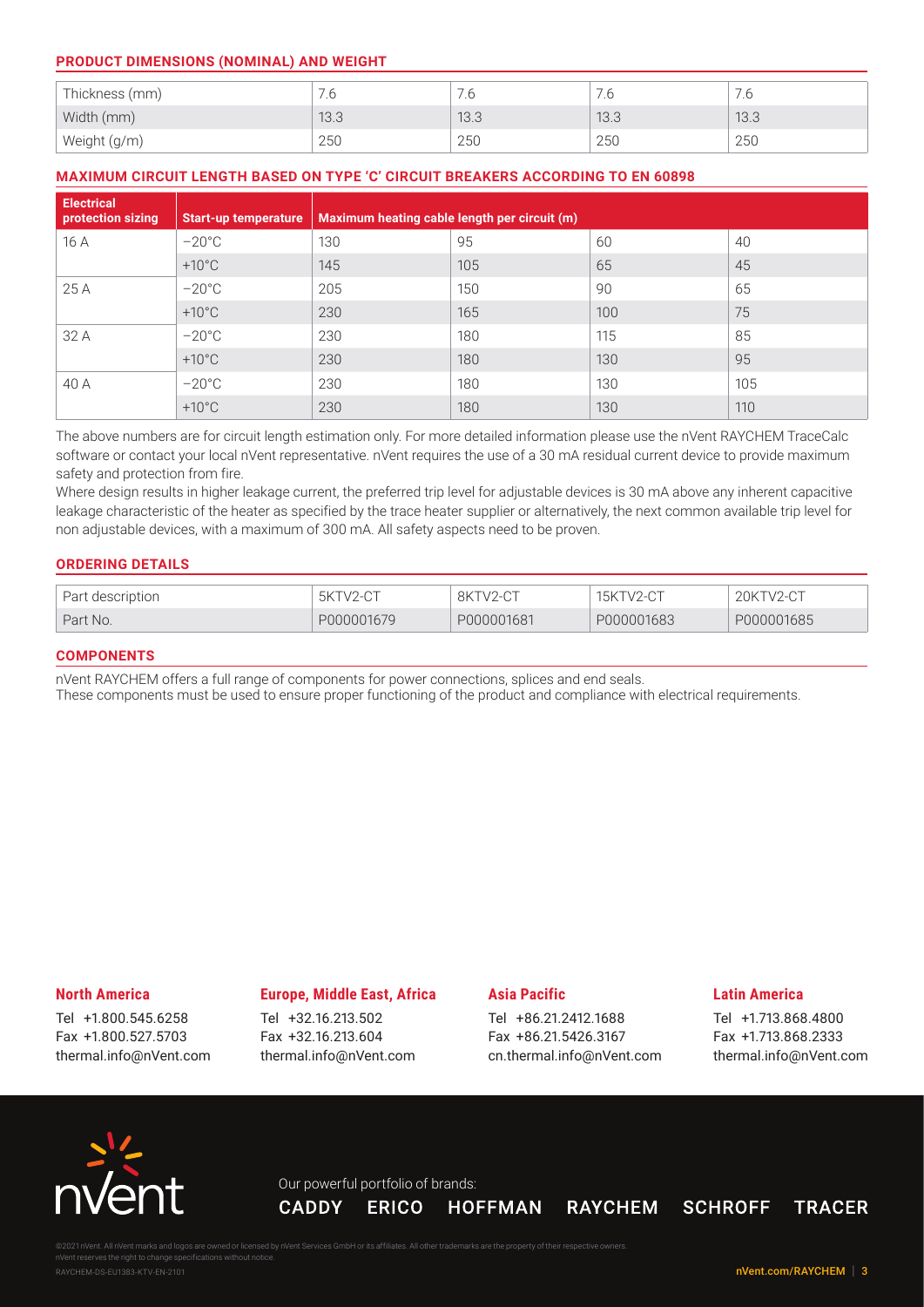#### PRODUCT DIMENSIONS (NOMINAL) AND WEIGHT

| | | | | |
|---|---|---|---|---|
| Thickness (mm) | 7.6 | 7.6 | 7.6 | 7.6 |
| Width (mm) | 13.3 | 13.3 | 13.3 | 13.3 |
| Weight (g/m) | 250 | 250 | 250 | 250 |

#### MAXIMUM CIRCUIT LENGTH BASED ON TYPE 'C' CIRCUIT BREAKERS ACCORDING TO EN 60898

| Electrical protection sizing | Start-up temperature | Maximum heating cable length per circuit (m) | | | |
|---|---|---|---|---|---|
| 16 A | −20°C | 130 | 95 | 60 | 40 |
| | +10°C | 145 | 105 | 65 | 45 |
| 25 A | −20°C | 205 | 150 | 90 | 65 |
| | +10°C | 230 | 165 | 100 | 75 |
| 32 A | −20°C | 230 | 180 | 115 | 85 |
| | +10°C | 230 | 180 | 130 | 95 |
| 40 A | −20°C | 230 | 180 | 130 | 105 |
| | +10°C | 230 | 180 | 130 | 110 |

The above numbers are for circuit length estimation only. For more detailed information please use the nVent RAYCHEM TraceCalc software or contact your local nVent representative. nVent requires the use of a 30 mA residual current device to provide maximum safety and protection from fire.

Where design results in higher leakage current, the preferred trip level for adjustable devices is 30 mA above any inherent capacitive leakage characteristic of the heater as specified by the trace heater supplier or alternatively, the next common available trip level for non adjustable devices, with a maximum of 300 mA. All safety aspects need to be proven.

#### ORDERING DETAILS

| | | | | |
|---|---|---|---|---|
| Part description | 5KTV2-CT | 8KTV2-CT | 15KTV2-CT | 20KTV2-CT |
| Part No. | P000001679 | P000001681 | P000001683 | P000001685 |

#### COMPONENTS

nVent RAYCHEM offers a full range of components for power connections, splices and end seals.
These components must be used to ensure proper functioning of the product and compliance with electrical requirements.

**North America**
Tel +1.800.545.6258
Fax +1.800.527.5703
thermal.info@nVent.com

**Europe, Middle East, Africa**
Tel +32.16.213.502
Fax +32.16.213.604
thermal.info@nVent.com

**Asia Pacific**
Tel +86.21.2412.1688
Fax +86.21.5426.3167
cn.thermal.info@nVent.com

**Latin America**
Tel +1.713.868.4800
Fax +1.713.868.2333
thermal.info@nVent.com

Our powerful portfolio of brands:
CADDY ERICO HOFFMAN RAYCHEM SCHROFF TRACER

©2021 nVent. All nVent marks and logos are owned or licensed by nVent Services GmbH or its affiliates. All other trademarks are the property of their respective owners.
nVent reserves the right to change specifications without notice.

RAYCHEM-DS-EU1383-KTV-EN-2101

nVent.com/RAYCHEM